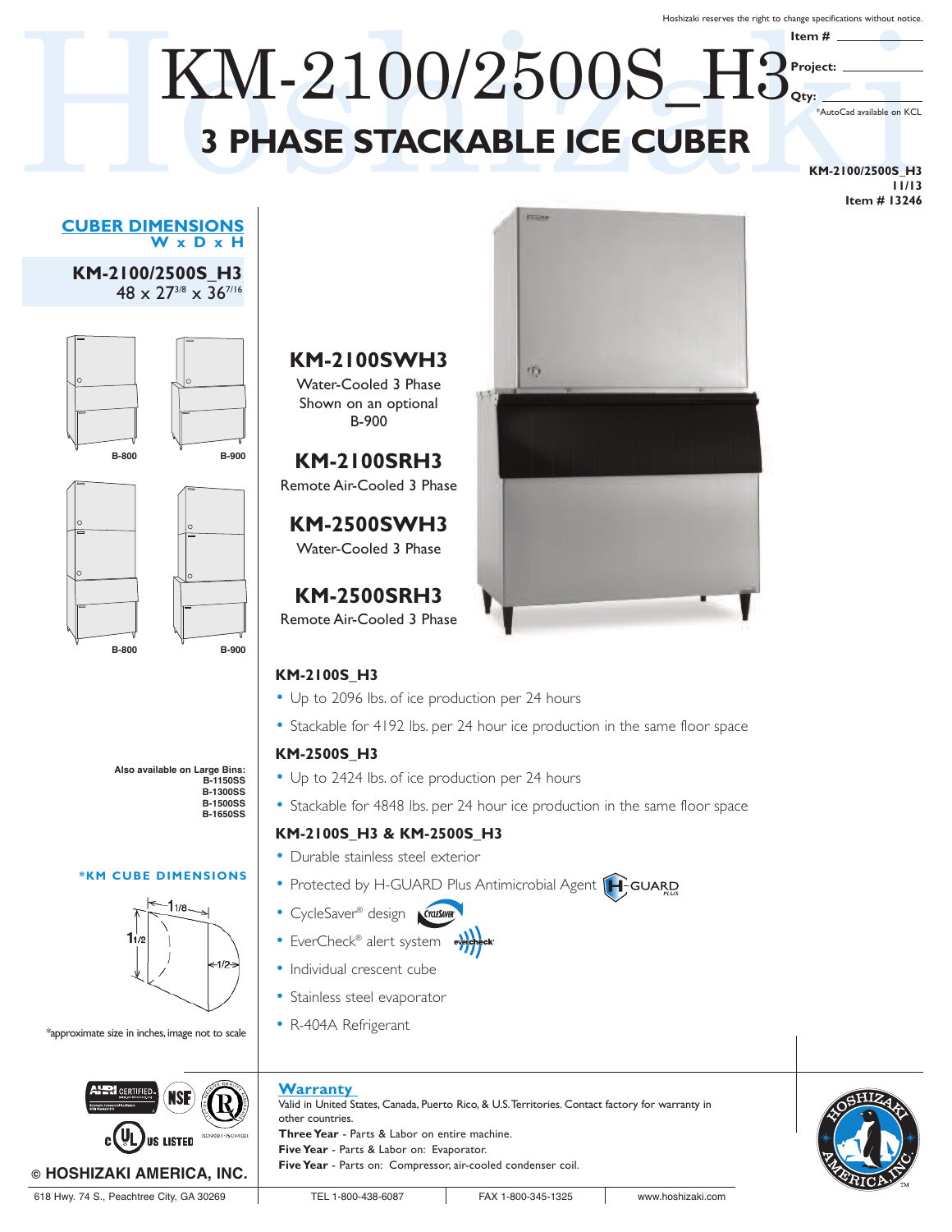Hoshizaki reserves the right to change specifications without notice.

Item # ________

Project: ________

Qty: ________

*AutoCad available on KCL

# KM-2100/2500S_H3

## 3 PHASE STACKABLE ICE CUBER

KM-2100/2500S_H3
11/13
Item # 13246

### CUBER DIMENSIONS
W x D x H

**KM-2100/2500S_H3**
48 x 27 3/8 x 36 7/16

B-800 B-900

B-800 B-900

Also available on Large Bins:
B-1150SS
B-1300SS
B-1500SS
B-1650SS

### *KM CUBE DIMENSIONS

1 1/8
1 1/2
1/2

*approximate size in inches, image not to scale

### KM-2100SWH3
Water-Cooled 3 Phase
Shown on an optional B-900

### KM-2100SRH3
Remote Air-Cooled 3 Phase

### KM-2500SWH3
Water-Cooled 3 Phase

### KM-2500SRH3
Remote Air-Cooled 3 Phase

**KM-2100S_H3**
- Up to 2096 lbs. of ice production per 24 hours
- Stackable for 4192 lbs. per 24 hour ice production in the same floor space

**KM-2500S_H3**
- Up to 2424 lbs. of ice production per 24 hours
- Stackable for 4848 lbs. per 24 hour ice production in the same floor space

**KM-2100S_H3 & KM-2500S_H3**
- Durable stainless steel exterior
- Protected by H-GUARD Plus Antimicrobial Agent
- CycleSaver® design
- EverCheck® alert system
- Individual crescent cube
- Stainless steel evaporator
- R-404A Refrigerant

### Warranty
Valid in United States, Canada, Puerto Rico, & U.S. Territories. Contact factory for warranty in other countries.

**Three Year** - Parts & Labor on entire machine.
**Five Year** - Parts & Labor on: Evaporator.
**Five Year** - Parts on: Compressor, air-cooled condenser coil.

© HOSHIZAKI AMERICA, INC.

618 Hwy. 74 S., Peachtree City, GA 30269 | TEL 1-800-438-6087 | FAX 1-800-345-1325 | www.hoshizaki.com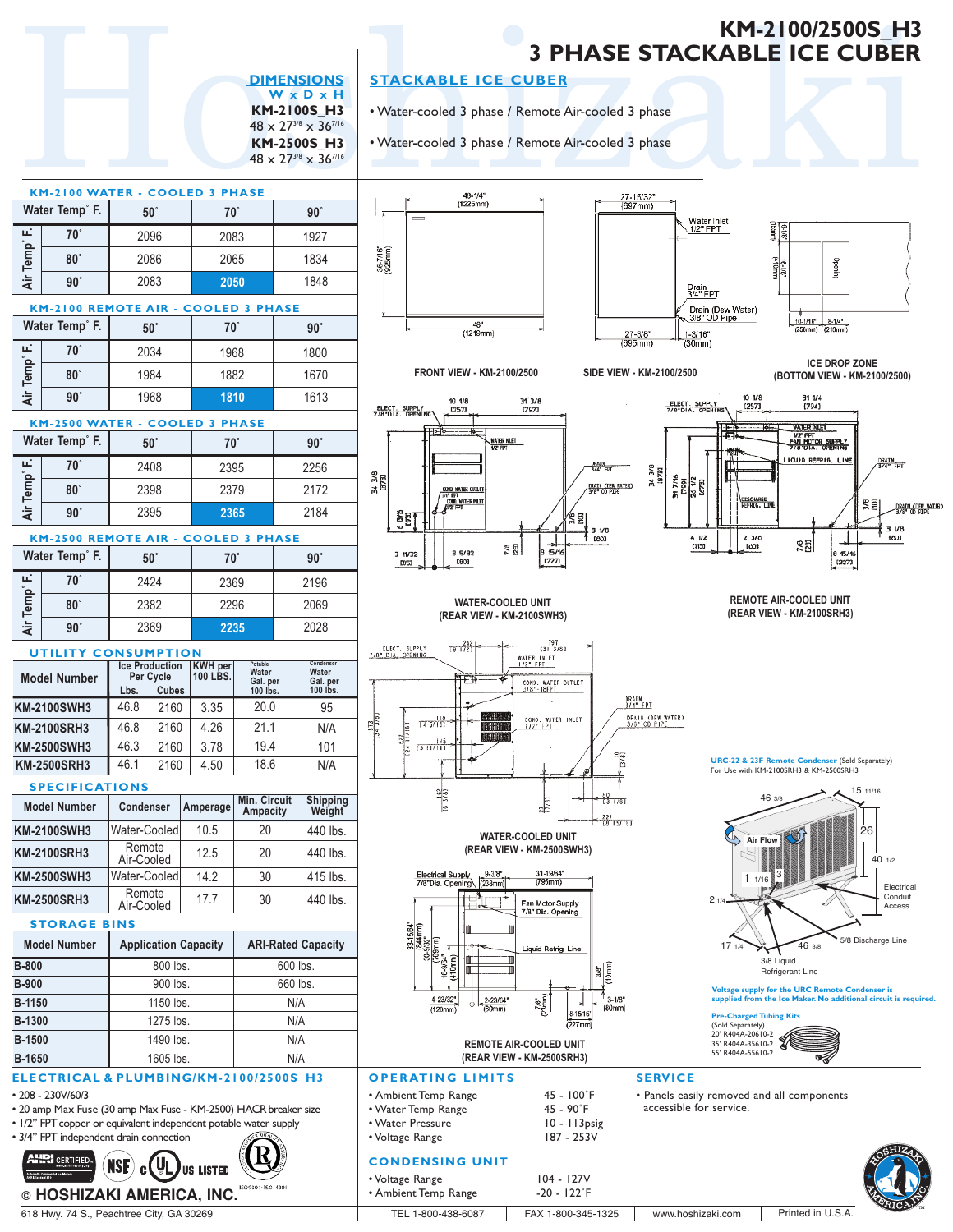# KM-2100/2500S_H3
# 3 PHASE STACKABLE ICE CUBER

## DIMENSIONS

W x D x H

**KM-2100S_H3**
48 x 27 3/8 x 36 7/16

**KM-2500S_H3**
48 x 27 3/8 x 36 7/16

## STACKABLE ICE CUBER

- Water-cooled 3 phase / Remote Air-cooled 3 phase
- Water-cooled 3 phase / Remote Air-cooled 3 phase

## KM-2100 WATER - COOLED 3 PHASE

| Air Temp˚ F. \ Water Temp˚ F. | 50˚ | 70˚ | 90˚ |
|---|---|---|---|
| 70˚ | 2096 | 2083 | 1927 |
| 80˚ | 2086 | 2065 | 1834 |
| 90˚ | 2083 | **2050** | 1848 |

## KM-2100 REMOTE AIR - COOLED 3 PHASE

| Air Temp˚ F. \ Water Temp˚ F. | 50˚ | 70˚ | 90˚ |
|---|---|---|---|
| 70˚ | 2034 | 1968 | 1800 |
| 80˚ | 1984 | 1882 | 1670 |
| 90˚ | 1968 | **1810** | 1613 |

## KM-2500 WATER - COOLED 3 PHASE

| Air Temp˚ F. \ Water Temp˚ F. | 50˚ | 70˚ | 90˚ |
|---|---|---|---|
| 70˚ | 2408 | 2395 | 2256 |
| 80˚ | 2398 | 2379 | 2172 |
| 90˚ | 2395 | **2365** | 2184 |

## KM-2500 REMOTE AIR - COOLED 3 PHASE

| Air Temp˚ F. \ Water Temp˚ F. | 50˚ | 70˚ | 90˚ |
|---|---|---|---|
| 70˚ | 2424 | 2369 | 2196 |
| 80˚ | 2382 | 2296 | 2069 |
| 90˚ | 2369 | **2235** | 2028 |

## UTILITY CONSUMPTION

| Model Number | Ice Production Per Cycle Lbs. | Cubes | KWH per 100 LBS. | Potable Water Gal. per 100 lbs. | Condenser Water Gal. per 100 lbs. |
|---|---|---|---|---|---|
| KM-2100SWH3 | 46.8 | 2160 | 3.35 | 20.0 | 95 |
| KM-2100SRH3 | 46.8 | 2160 | 4.26 | 21.1 | N/A |
| KM-2500SWH3 | 46.3 | 2160 | 3.78 | 19.4 | 101 |
| KM-2500SRH3 | 46.1 | 2160 | 4.50 | 18.6 | N/A |

## SPECIFICATIONS

| Model Number | Condenser | Amperage | Min. Circuit Ampacity | Shipping Weight |
|---|---|---|---|---|
| KM-2100SWH3 | Water-Cooled | 10.5 | 20 | 440 lbs. |
| KM-2100SRH3 | Remote Air-Cooled | 12.5 | 20 | 440 lbs. |
| KM-2500SWH3 | Water-Cooled | 14.2 | 30 | 415 lbs. |
| KM-2500SRH3 | Remote Air-Cooled | 17.7 | 30 | 440 lbs. |

## STORAGE BINS

| Model Number | Application Capacity | ARI-Rated Capacity |
|---|---|---|
| B-800 | 800 lbs. | 600 lbs. |
| B-900 | 900 lbs. | 660 lbs. |
| B-1150 | 1150 lbs. | N/A |
| B-1300 | 1275 lbs. | N/A |
| B-1500 | 1490 lbs. | N/A |
| B-1650 | 1605 lbs. | N/A |

## ELECTRICAL & PLUMBING/KM-2100/2500S_H3

- 208 - 230V/60/3
- 20 amp Max Fuse (30 amp Max Fuse - KM-2500) HACR breaker size
- 1/2" FPT copper or equivalent independent potable water supply
- 3/4" FPT independent drain connection

AHRI CERTIFIED. NSF c UL US LISTED

ISO9001 - ISO14001

© HOSHIZAKI AMERICA, INC.

FRONT VIEW - KM-2100/2500

48-1/4" (1225mm)
36-7/16" (925mm)
48" (1219mm)

SIDE VIEW - KM-2100/2500

27-15/32" (697mm)
Water Inlet 1/2" FPT
Drain 3/4" FPT
Drain (Dew Water) 3/8" OD Pipe
27-3/8" (695mm)
1-3/16" (30mm)

ICE DROP ZONE (BOTTOM VIEW - KM-2100/2500)

6-1/8" (155mm)
16-1/8" (410mm)
Opening
10-1/16" (256mm)
8-1/4" (210mm)

WATER-COOLED UNIT (REAR VIEW - KM-2100SWH3)

ELECT. SUPPLY 7/8" DIA. OPENING
10 1/8 [257]
31 3/8 [797]
WATER INLET 1/2" FPT
DRAIN 3/4" FPT
DRAIN (DEW WATER) 3/8" OD PIPE
COND. WATER OUTLET 3/8" FPT
COND. WATER INLET 1/2" FPT
34 3/8 [873]
6 9/16 [167]
3/8 [10]
3 1/8 [80]
3 11/32 [85]
3 5/32 [80]
7/8 [23]
8 15/16 [227]

REMOTE AIR-COOLED UNIT (REAR VIEW - KM-2100SRH3)

ELECT. SUPPLY 7/8" DIA. OPENING
10 1/8 [257]
31 1/4 [794]
WATER INLET 1/2" FPT
FAN MOTOR SUPPLY 7/8" DIA. OPENING
LIQUID REFRIG. LINE
DRAIN 3/4" FPT
DISCHARGE REFRIG. LINE
DRAIN (DEW WATER) 3/8" OD PIPE
34 3/8 [873]
31 7/16 [799]
25 1/2 [873]
4 1/2 [115]
2 3/8 [60]
7/8 [23]
8 15/16 [227]
3/8 [10]
3 1/8 [80]

WATER-COOLED UNIT (REAR VIEW - KM-2500SWH3)

ELECT. SUPPLY 7/8" DIA. OPENING
242 [9 1/2]
797 [31 3/8]
WATER INLET 1/2" FPT
COND. WATER OUTLET 3/8" - 18FPT
COND. WATER INLET 1/2" FPT
DRAIN 3/4" FPT
DRAIN (DEW WATER) 3/8" OD PIPE
873 [34 3/8]
110 [4 5/16]
145 [5 11/16]
10 [3/8]
80 [3 1/8]
227 [8 15/16]
167 [6 9/16]
23 [7/8]

REMOTE AIR-COOLED UNIT (REAR VIEW - KM-2500SRH3)

Electrical Supply 7/8" Dia. Opening
9-3/8" (238mm)
31-19/64" (795mm)
Fan Motor Supply 7/8" Dia. Opening
Liquid Refrig. Line
33-15/64" (844mm)
30-5/32" (766mm)
16-9/64" (410mm)
3/8" (10mm)
4-23/32" (120mm)
2-23/64" (60mm)
7/8" (23mm)
3-1/8" (80mm)
8-15/16" (227mm)

**URC-22 & 23F Remote Condenser** (Sold Separately)
For Use with KM-2100SRH3 & KM-2500SRH3

46 3/8
15 11/16
Air Flow
26
40 1/2
1 1/16
3
2 1/4
Electrical Conduit Access
17 1/4
46 3/8
5/8 Discharge Line
3/8 Liquid Refrigerant Line

**Voltage supply for the URC Remote Condenser is supplied from the Ice Maker. No additional circuit is required.**

**Pre-Charged Tubing Kits**
(Sold Separately)
20' R404A-20610-2
35' R404A-35610-2
55' R404A-55610-2

## OPERATING LIMITS

| | |
|---|---|
| • Ambient Temp Range | 45 - 100˚F |
| • Water Temp Range | 45 - 90˚F |
| • Water Pressure | 10 - 113psig |
| • Voltage Range | 187 - 253V |

## CONDENSING UNIT

| | |
|---|---|
| • Voltage Range | 104 - 127V |
| • Ambient Temp Range | -20 - 122˚F |

## SERVICE

- Panels easily removed and all components accessible for service.

618 Hwy. 74 S., Peachtree City, GA 30269 | TEL 1-800-438-6087 | FAX 1-800-345-1325 | www.hoshizaki.com | Printed in U.S.A.